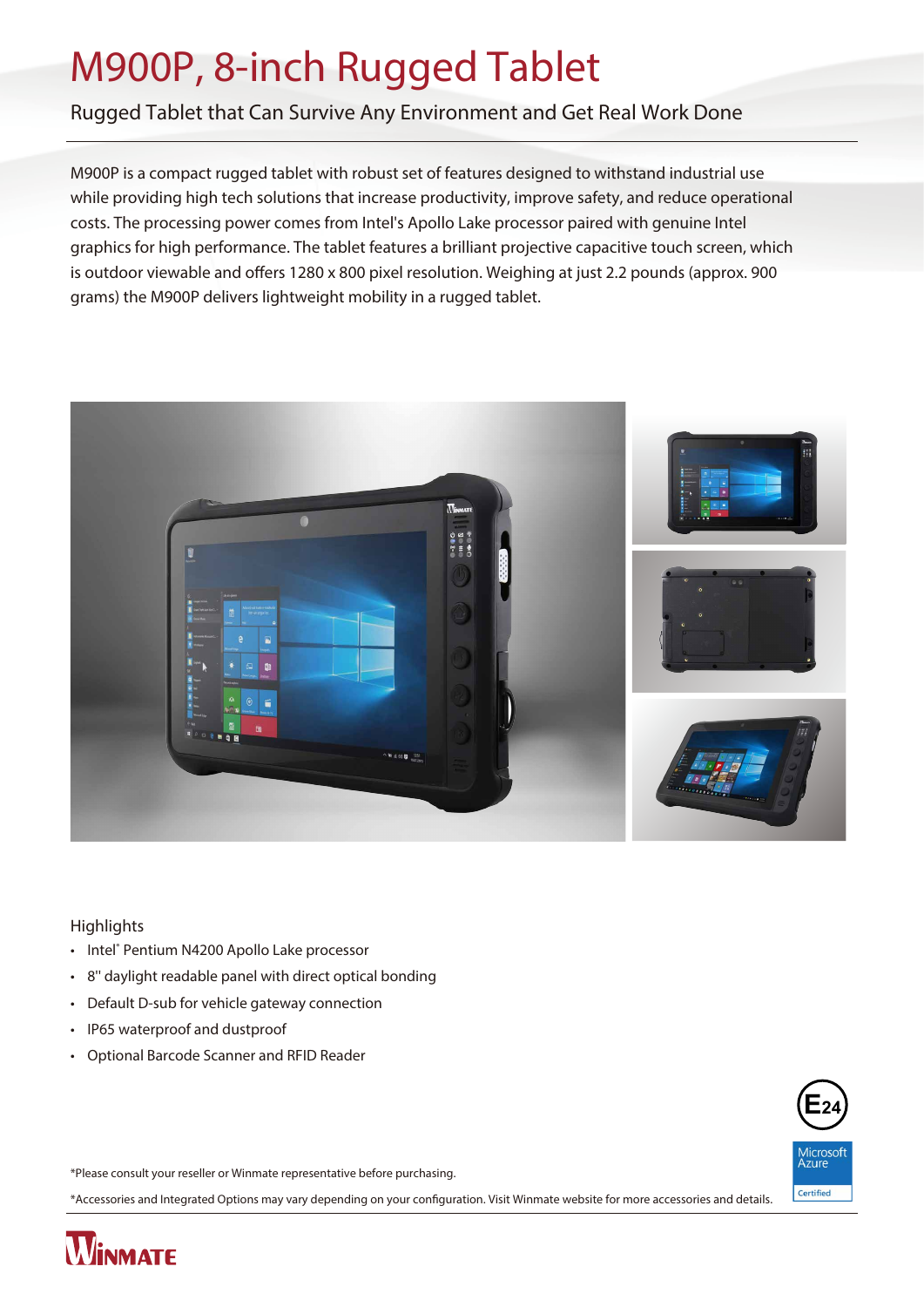# M900P, 8-inch Rugged Tablet

## Rugged Tablet that Can Survive Any Environment and Get Real Work Done

M900P is a compact rugged tablet with robust set of features designed to withstand industrial use while providing high tech solutions that increase productivity, improve safety, and reduce operational costs. The processing power comes from Intel's Apollo Lake processor paired with genuine Intel graphics for high performance. The tablet features a brilliant projective capacitive touch screen, which is outdoor viewable and offers 1280 x 800 pixel resolution. Weighing at just 2.2 pounds (approx. 900 grams) the M900P delivers lightweight mobility in a rugged tablet.

### Highlights

- Intel® Pentium N4200 Apollo Lake processor
- 8" daylight readable panel with direct optical bonding
- Default D-sub for vehicle gateway connection
- IP65 waterproof and dustproof
- Optional Barcode Scanner and RFID Reader

*Please consult your reseller or Winmate representative before purchasing.

*Accessories and Integrated Options may vary depending on your configuration. Visit Winmate website for more accessories and details.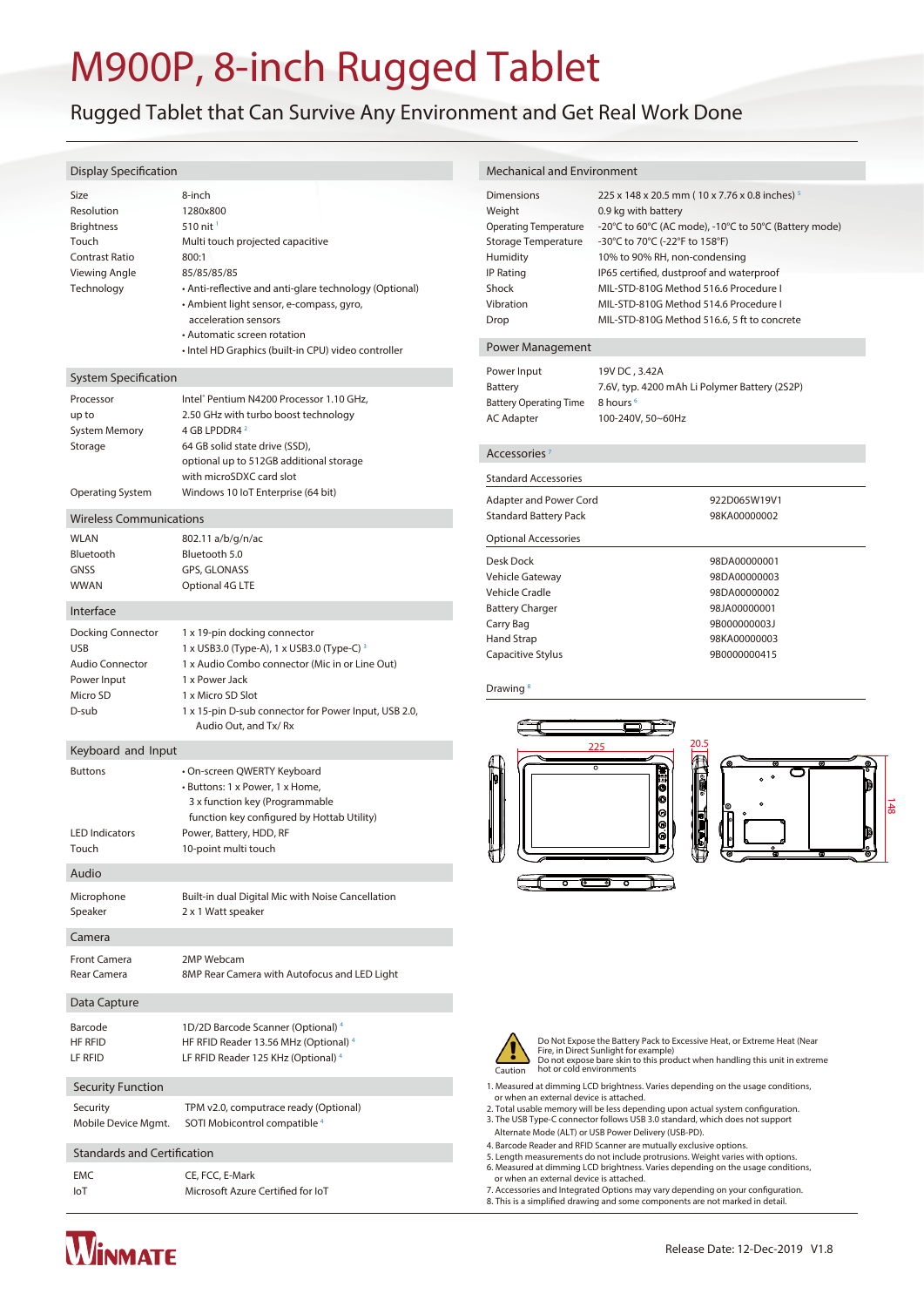# M900P, 8-inch Rugged Tablet

## Rugged Tablet that Can Survive Any Environment and Get Real Work Done

### Display Specification

| | |
|---|---|
| Size | 8-inch |
| Resolution | 1280x800 |
| Brightness | 510 nit [1] |
| Touch | Multi touch projected capacitive |
| Contrast Ratio | 800:1 |
| Viewing Angle | 85/85/85/85 |
| Technology | • Anti-reflective and anti-glare technology (Optional)<br>• Ambient light sensor, e-compass, gyro, acceleration sensors<br>• Automatic screen rotation<br>• Intel HD Graphics (built-in CPU) video controller |

### System Specification

| | |
|---|---|
| Processor | Intel® Pentium N4200 Processor 1.10 GHz, |
| up to | 2.50 GHz with turbo boost technology |
| System Memory | 4 GB LPDDR4 [2] |
| Storage | 64 GB solid state drive (SSD), optional up to 512GB additional storage with microSDXC card slot |
| Operating System | Windows 10 IoT Enterprise (64 bit) |

### Wireless Communications

| | |
|---|---|
| WLAN | 802.11 a/b/g/n/ac |
| Bluetooth | Bluetooth 5.0 |
| GNSS | GPS, GLONASS |
| WWAN | Optional 4G LTE |

### Interface

| | |
|---|---|
| Docking Connector | 1 x 19-pin docking connector |
| USB | 1 x USB3.0 (Type-A), 1 x USB3.0 (Type-C) [3] |
| Audio Connector | 1 x Audio Combo connector (Mic in or Line Out) |
| Power Input | 1 x Power Jack |
| Micro SD | 1 x Micro SD Slot |
| D-sub | 1 x 15-pin D-sub connector for Power Input, USB 2.0, Audio Out, and Tx/ Rx |

### Keyboard and Input

| | |
|---|---|
| Buttons | • On-screen QWERTY Keyboard<br>• Buttons: 1 x Power, 1 x Home, 3 x function key (Programmable function key configured by Hottab Utility) |
| LED Indicators | Power, Battery, HDD, RF |
| Touch | 10-point multi touch |

### Audio

| | |
|---|---|
| Microphone | Built-in dual Digital Mic with Noise Cancellation |
| Speaker | 2 x 1 Watt speaker |

### Camera

| | |
|---|---|
| Front Camera | 2MP Webcam |
| Rear Camera | 8MP Rear Camera with Autofocus and LED Light |

### Data Capture

| | |
|---|---|
| Barcode | 1D/2D Barcode Scanner (Optional) [4] |
| HF RFID | HF RFID Reader 13.56 MHz (Optional) [4] |
| LF RFID | LF RFID Reader 125 KHz (Optional) [4] |

### Security Function

| | |
|---|---|
| Security | TPM v2.0, computrace ready (Optional) |
| Mobile Device Mgmt. | SOTI Mobicontrol compatible [4] |

### Standards and Certification

| | |
|---|---|
| EMC | CE, FCC, E-Mark |
| IoT | Microsoft Azure Certified for IoT |

### Mechanical and Environment

| | |
|---|---|
| Dimensions | 225 x 148 x 20.5 mm ( 10 x 7.76 x 0.8 inches) [5] |
| Weight | 0.9 kg with battery |
| Operating Temperature | -20°C to 60°C (AC mode), -10°C to 50°C (Battery mode) |
| Storage Temperature | -30°C to 70°C (-22°F to 158°F) |
| Humidity | 10% to 90% RH, non-condensing |
| IP Rating | IP65 certified, dustproof and waterproof |
| Shock | MIL-STD-810G Method 516.6 Procedure I |
| Vibration | MIL-STD-810G Method 514.6 Procedure I |
| Drop | MIL-STD-810G Method 516.6, 5 ft to concrete |

### Power Management

| | |
|---|---|
| Power Input | 19V DC , 3.42A |
| Battery | 7.6V, typ. 4200 mAh Li Polymer Battery (2S2P) |
| Battery Operating Time | 8 hours [6] |
| AC Adapter | 100-240V, 50~60Hz |

### Accessories [7]

| Standard Accessories | |
|---|---|
| Adapter and Power Cord | 922D065W19V1 |
| Standard Battery Pack | 98KA00000002 |

| Optional Accessories | |
|---|---|
| Desk Dock | 98DA00000001 |
| Vehicle Gateway | 98DA00000003 |
| Vehicle Cradle | 98DA00000002 |
| Battery Charger | 98JA00000001 |
| Carry Bag | 9B000000003J |
| Hand Strap | 98KA00000003 |
| Capacitive Stylus | 9B0000000415 |

### Drawing [8]

225

20.5

148

Caution

Do Not Expose the Battery Pack to Excessive Heat, or Extreme Heat (Near Fire, in Direct Sunlight for example)
Do not expose bare skin to this product when handling this unit in extreme hot or cold environments

1. Measured at dimming LCD brightness. Varies depending on the usage conditions, or when an external device is attached.
2. Total usable memory will be less depending upon actual system configuration.
3. The USB Type-C connector follows USB 3.0 standard, which does not support Alternate Mode (ALT) or USB Power Delivery (USB-PD).
4. Barcode Reader and RFID Scanner are mutually exclusive options.
5. Length measurements do not include protrusions. Weight varies with options.
6. Measured at dimming LCD brightness. Varies depending on the usage conditions, or when an external device is attached.
7. Accessories and Integrated Options may vary depending on your configuration.
8. This is a simplified drawing and some components are not marked in detail.

WINMATE

Release Date: 12-Dec-2019 V1.8